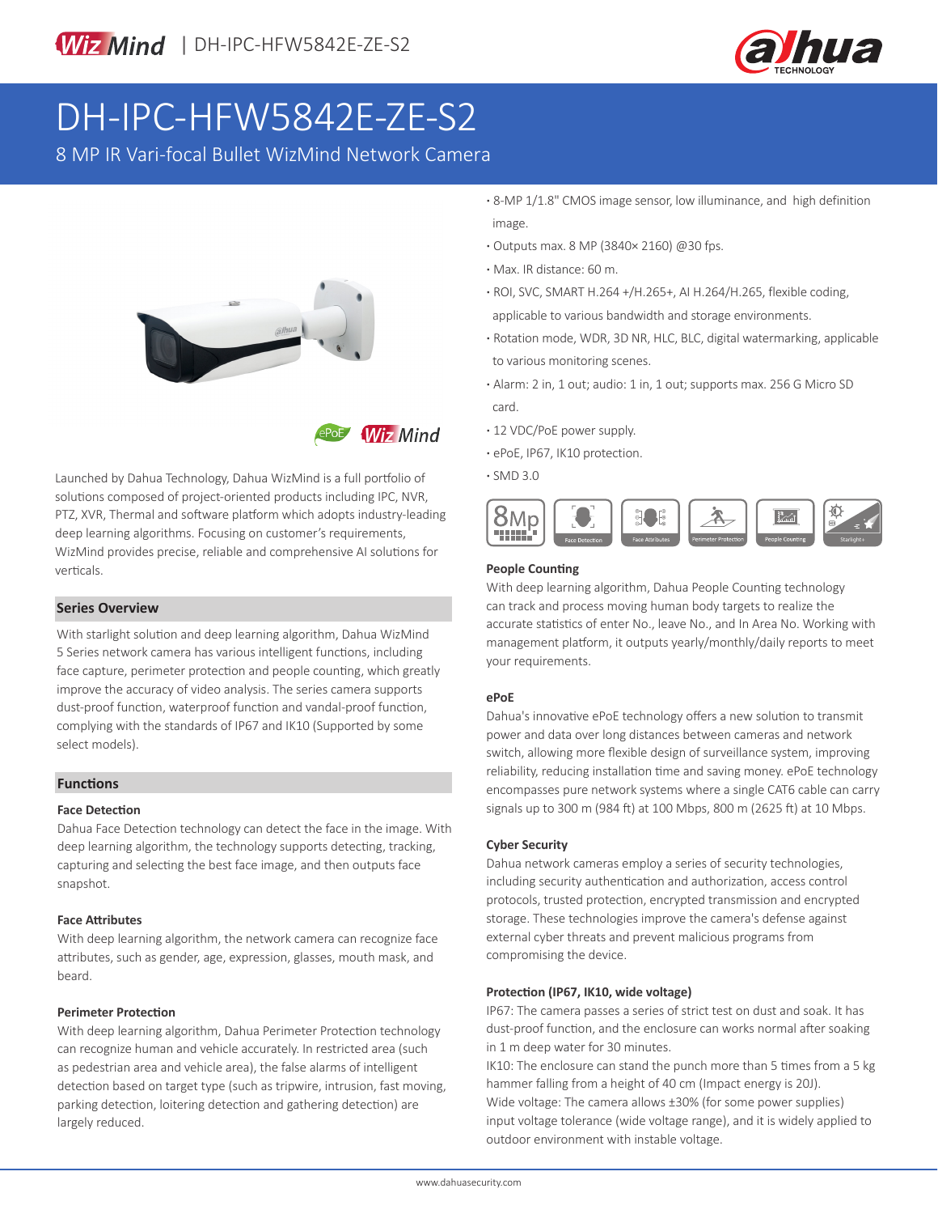# DH-IPC-HFW5842E-ZE-S2

8 MP IR Vari-focal Bullet WizMind Network Camera

- 8-MP 1/1.8" CMOS image sensor, low illuminance, and high definition image.
- Outputs max. 8 MP (3840× 2160) @30 fps.
- Max. IR distance: 60 m.
- ROI, SVC, SMART H.264 +/H.265+, AI H.264/H.265, flexible coding, applicable to various bandwidth and storage environments.
- Rotation mode, WDR, 3D NR, HLC, BLC, digital watermarking, applicable to various monitoring scenes.
- Alarm: 2 in, 1 out; audio: 1 in, 1 out; supports max. 256 G Micro SD card.
- 12 VDC/PoE power supply.
- ePoE, IP67, IK10 protection.
- SMD 3.0

Launched by Dahua Technology, Dahua WizMind is a full portfolio of solutions composed of project-oriented products including IPC, NVR, PTZ, XVR, Thermal and software platform which adopts industry-leading deep learning algorithms. Focusing on customer's requirements, WizMind provides precise, reliable and comprehensive AI solutions for verticals.

## Series Overview

With starlight solution and deep learning algorithm, Dahua WizMind 5 Series network camera has various intelligent functions, including face capture, perimeter protection and people counting, which greatly improve the accuracy of video analysis. The series camera supports dust-proof function, waterproof function and vandal-proof function, complying with the standards of IP67 and IK10 (Supported by some select models).

## Functions

### Face Detection

Dahua Face Detection technology can detect the face in the image. With deep learning algorithm, the technology supports detecting, tracking, capturing and selecting the best face image, and then outputs face snapshot.

### Face Attributes

With deep learning algorithm, the network camera can recognize face attributes, such as gender, age, expression, glasses, mouth mask, and beard.

### Perimeter Protection

With deep learning algorithm, Dahua Perimeter Protection technology can recognize human and vehicle accurately. In restricted area (such as pedestrian area and vehicle area), the false alarms of intelligent detection based on target type (such as tripwire, intrusion, fast moving, parking detection, loitering detection and gathering detection) are largely reduced.

### People Counting

With deep learning algorithm, Dahua People Counting technology can track and process moving human body targets to realize the accurate statistics of enter No., leave No., and In Area No. Working with management platform, it outputs yearly/monthly/daily reports to meet your requirements.

### ePoE

Dahua's innovative ePoE technology offers a new solution to transmit power and data over long distances between cameras and network switch, allowing more flexible design of surveillance system, improving reliability, reducing installation time and saving money. ePoE technology encompasses pure network systems where a single CAT6 cable can carry signals up to 300 m (984 ft) at 100 Mbps, 800 m (2625 ft) at 10 Mbps.

### Cyber Security

Dahua network cameras employ a series of security technologies, including security authentication and authorization, access control protocols, trusted protection, encrypted transmission and encrypted storage. These technologies improve the camera's defense against external cyber threats and prevent malicious programs from compromising the device.

### Protection (IP67, IK10, wide voltage)

IP67: The camera passes a series of strict test on dust and soak. It has dust-proof function, and the enclosure can works normal after soaking in 1 m deep water for 30 minutes.

IK10: The enclosure can stand the punch more than 5 times from a 5 kg hammer falling from a height of 40 cm (Impact energy is 20J).

Wide voltage: The camera allows ±30% (for some power supplies) input voltage tolerance (wide voltage range), and it is widely applied to outdoor environment with instable voltage.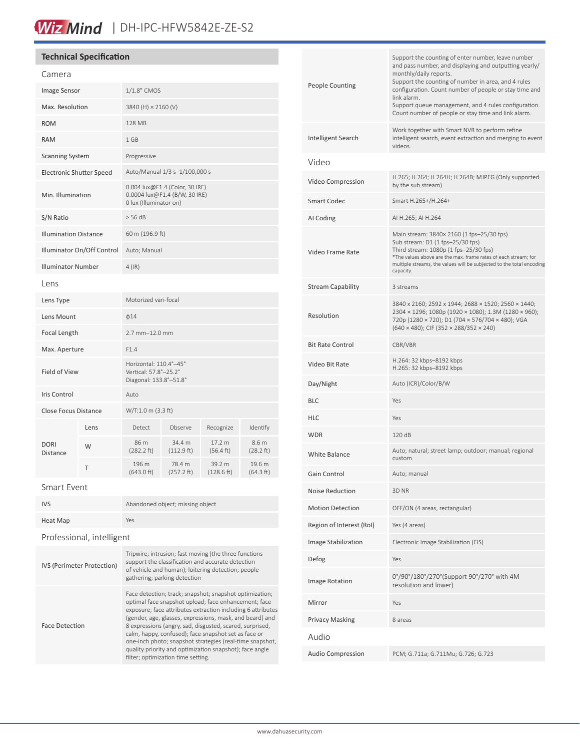## Technical Specification

### Camera

| | |
|---|---|
| Image Sensor | 1/1.8" CMOS |
| Max. Resolution | 3840 (H) × 2160 (V) |
| ROM | 128 MB |
| RAM | 1 GB |
| Scanning System | Progressive |
| Electronic Shutter Speed | Auto/Manual 1/3 s–1/100,000 s |
| Min. Illumination | 0.004 lux@F1.4 (Color, 30 IRE)<br>0.0004 lux@F1.4 (B/W, 30 IRE)<br>0 lux (Illuminator on) |
| S/N Ratio | > 56 dB |
| Illumination Distance | 60 m (196.9 ft) |
| Illuminator On/Off Control | Auto; Manual |
| Illuminator Number | 4 (IR) |

### Lens

| | |
|---|---|
| Lens Type | Motorized vari-focal |
| Lens Mount | ϕ14 |
| Focal Length | 2.7 mm–12.0 mm |
| Max. Aperture | F1.4 |
| Field of View | Horizontal: 110.4°–45°<br>Vertical: 57.8°–25.2°<br>Diagonal: 133.8°–51.8° |
| Iris Control | Auto |
| Close Focus Distance | W/T:1.0 m (3.3 ft) |

| DORI Distance | Lens | Detect | Observe | Recognize | Identify |
|---|---|---|---|---|---|
| | W | 86 m (282.2 ft) | 34.4 m (112.9 ft) | 17.2 m (56.4 ft) | 8.6 m (28.2 ft) |
| | T | 196 m (643.0 ft) | 78.4 m (257.2 ft) | 39.2 m (128.6 ft) | 19.6 m (64.3 ft) |

### Smart Event

| | |
|---|---|
| IVS | Abandoned object; missing object |
| Heat Map | Yes |

### Professional, intelligent

| | |
|---|---|
| IVS (Perimeter Protection) | Tripwire; intrusion; fast moving (the three functions support the classification and accurate detection of vehicle and human); loitering detection; people gathering; parking detection |
| Face Detection | Face detection; track; snapshot; snapshot optimization; optimal face snapshot upload; face enhancement; face exposure; face attributes extraction including 6 attributes (gender, age, glasses, expressions, mask, and beard) and 8 expressions (angry, sad, disgusted, scared, surprised, calm, happy, confused); face snapshot set as face or one-inch photo; snapshot strategies (real-time snapshot, quality priority and optimization snapshot); face angle filter; optimization time setting. |
| People Counting | Support the counting of enter number, leave number and pass number, and displaying and outputting yearly/ monthly/daily reports.<br>Support the counting of number in area, and 4 rules configuration. Count number of people or stay time and link alarm.<br>Support queue management, and 4 rules configuration. Count number of people or stay time and link alarm. |
| Intelligent Search | Work together with Smart NVR to perform refine intelligent search, event extraction and merging to event videos. |

### Video

| | |
|---|---|
| Video Compression | H.265; H.264; H.264H; H.264B; MJPEG (Only supported by the sub stream) |
| Smart Codec | Smart H.265+/H.264+ |
| AI Coding | AI H.265; AI H.264 |
| Video Frame Rate | Main stream: 3840× 2160 (1 fps–25/30 fps)<br>Sub stream: D1 (1 fps–25/30 fps)<br>Third stream: 1080p (1 fps–25/30 fps)<br>*The values above are the max. frame rates of each stream; for multiple streams, the values will be subjected to the total encoding capacity. |
| Stream Capability | 3 streams |
| Resolution | 3840 x 2160; 2592 x 1944; 2688 × 1520; 2560 × 1440; 2304 × 1296; 1080p (1920 × 1080); 1.3M (1280 × 960); 720p (1280 × 720); D1 (704 × 576/704 × 480); VGA (640 × 480); CIF (352 × 288/352 × 240) |
| Bit Rate Control | CBR/VBR |
| Video Bit Rate | H.264: 32 kbps–8192 kbps<br>H.265: 32 kbps–8192 kbps |
| Day/Night | Auto (ICR)/Color/B/W |
| BLC | Yes |
| HLC | Yes |
| WDR | 120 dB |
| White Balance | Auto; natural; street lamp; outdoor; manual; regional custom |
| Gain Control | Auto; manual |
| Noise Reduction | 3D NR |
| Motion Detection | OFF/ON (4 areas, rectangular) |
| Region of Interest (RoI) | Yes (4 areas) |
| Image Stabilization | Electronic Image Stabilization (EIS) |
| Defog | Yes |
| Image Rotation | 0°/90°/180°/270°(Support 90°/270° with 4M resolution and lower) |
| Mirror | Yes |
| Privacy Masking | 8 areas |

### Audio

| | |
|---|---|
| Audio Compression | PCM; G.711a; G.711Mu; G.726; G.723 |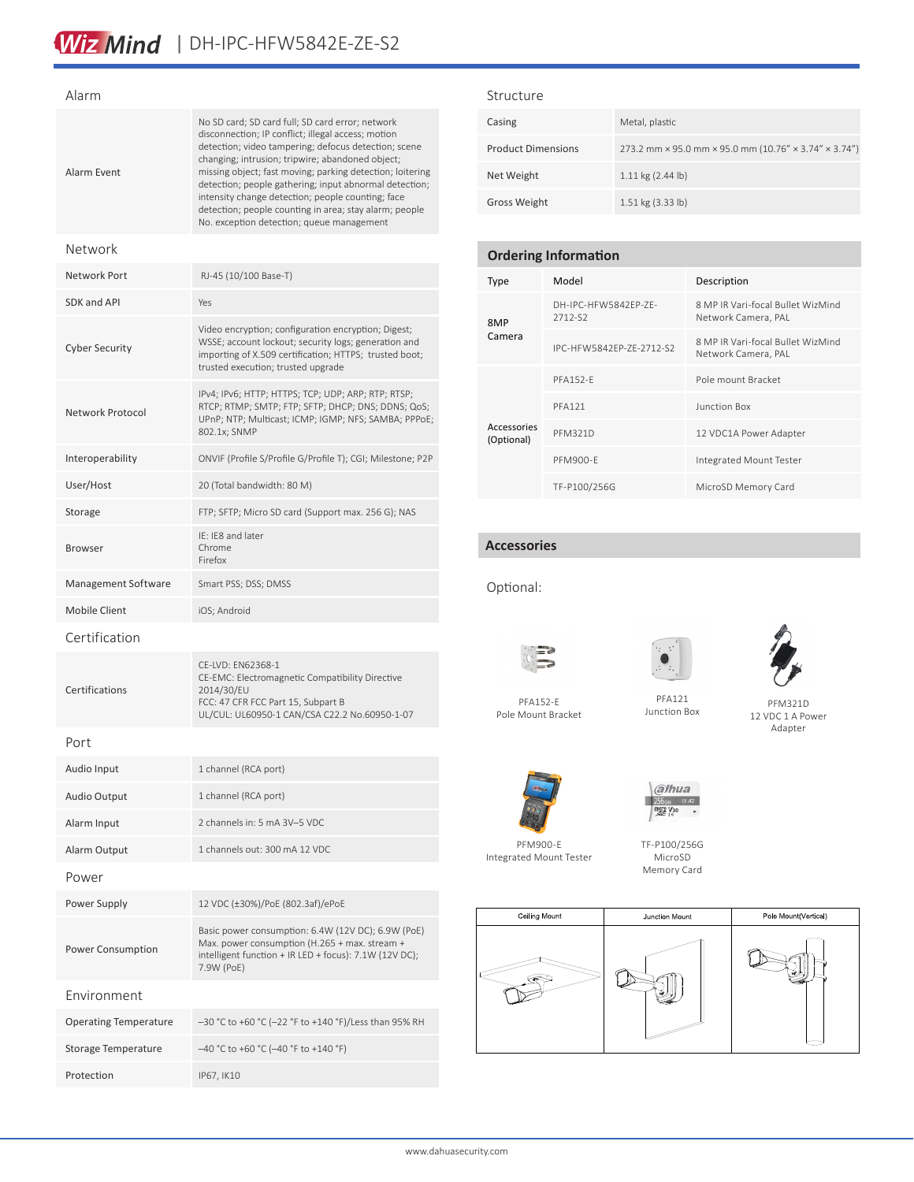## Alarm

| | |
|---|---|
| Alarm Event | No SD card; SD card full; SD card error; network disconnection; IP conflict; illegal access; motion detection; video tampering; defocus detection; scene changing; intrusion; tripwire; abandoned object; missing object; fast moving; parking detection; loitering detection; people gathering; input abnormal detection; intensity change detection; people counting; face detection; people counting in area; stay alarm; people No. exception detection; queue management |

## Network

| | |
|---|---|
| Network Port | RJ-45 (10/100 Base-T) |
| SDK and API | Yes |
| Cyber Security | Video encryption; configuration encryption; Digest; WSSE; account lockout; security logs; generation and importing of X.509 certification; HTTPS; trusted boot; trusted execution; trusted upgrade |
| Network Protocol | IPv4; IPv6; HTTP; HTTPS; TCP; UDP; ARP; RTP; RTSP; RTCP; RTMP; SMTP; FTP; SFTP; DHCP; DNS; DDNS; QoS; UPnP; NTP; Multicast; ICMP; IGMP; NFS; SAMBA; PPPoE; 802.1x; SNMP |
| Interoperability | ONVIF (Profile S/Profile G/Profile T); CGI; Milestone; P2P |
| User/Host | 20 (Total bandwidth: 80 M) |
| Storage | FTP; SFTP; Micro SD card (Support max. 256 G); NAS |
| Browser | IE: IE8 and later<br>Chrome<br>Firefox |
| Management Software | Smart PSS; DSS; DMSS |
| Mobile Client | iOS; Android |

## Certification

| | |
|---|---|
| Certifications | CE-LVD: EN62368-1<br>CE-EMC: Electromagnetic Compatibility Directive 2014/30/EU<br>FCC: 47 CFR FCC Part 15, Subpart B<br>UL/CUL: UL60950-1 CAN/CSA C22.2 No.60950-1-07 |

## Port

| | |
|---|---|
| Audio Input | 1 channel (RCA port) |
| Audio Output | 1 channel (RCA port) |
| Alarm Input | 2 channels in: 5 mA 3V–5 VDC |
| Alarm Output | 1 channels out: 300 mA 12 VDC |

## Power

| | |
|---|---|
| Power Supply | 12 VDC (±30%)/PoE (802.3af)/ePoE |
| Power Consumption | Basic power consumption: 6.4W (12V DC); 6.9W (PoE)<br>Max. power consumption (H.265 + max. stream + intelligent function + IR LED + focus): 7.1W (12V DC); 7.9W (PoE) |

## Environment

| | |
|---|---|
| Operating Temperature | –30 °C to +60 °C (–22 °F to +140 °F)/Less than 95% RH |
| Storage Temperature | –40 °C to +60 °C (–40 °F to +140 °F) |
| Protection | IP67, IK10 |

## Structure

| | |
|---|---|
| Casing | Metal, plastic |
| Product Dimensions | 273.2 mm × 95.0 mm × 95.0 mm (10.76" × 3.74" × 3.74") |
| Net Weight | 1.11 kg (2.44 lb) |
| Gross Weight | 1.51 kg (3.33 lb) |

## Ordering Information

| Type | Model | Description |
|---|---|---|
| 8MP Camera | DH-IPC-HFW5842EP-ZE-2712-S2 | 8 MP IR Vari-focal Bullet WizMind Network Camera, PAL |
| | IPC-HFW5842EP-ZE-2712-S2 | 8 MP IR Vari-focal Bullet WizMind Network Camera, PAL |
| Accessories (Optional) | PFA152-E | Pole mount Bracket |
| | PFA121 | Junction Box |
| | PFM321D | 12 VDC1A Power Adapter |
| | PFM900-E | Integrated Mount Tester |
| | TF-P100/256G | MicroSD Memory Card |

## Accessories

Optional:

PFA152-E
Pole Mount Bracket

PFA121
Junction Box

PFM321D
12 VDC 1 A Power Adapter

PFM900-E
Integrated Mount Tester

TF-P100/256G
MicroSD Memory Card

| Ceiling Mount | Junction Mount | Pole Mount(Vertical) |
|---|---|---|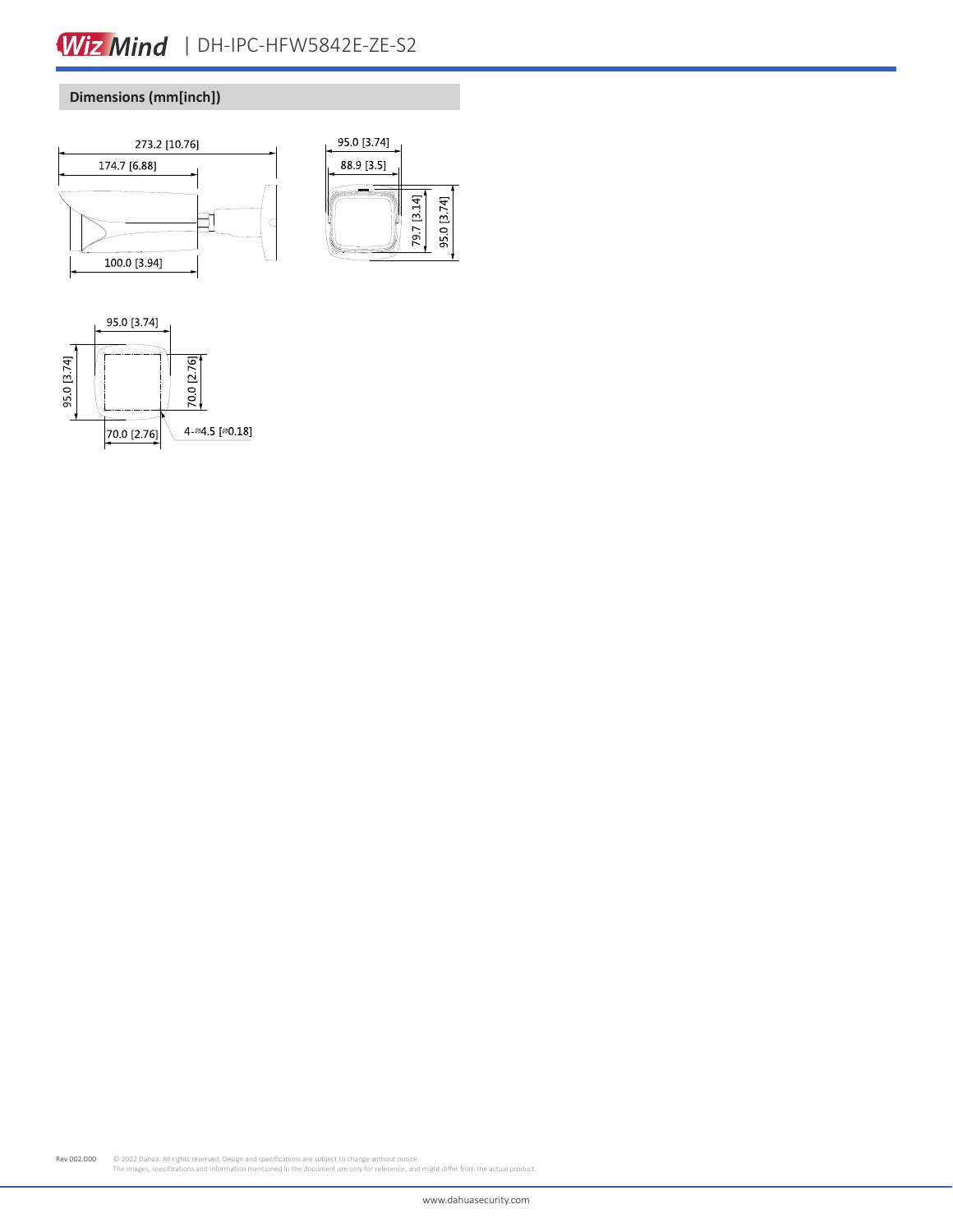## Dimensions (mm[inch])

273.2 [10.76]

174.7 [6.88]

100.0 [3.94]

95.0 [3.74]

88.9 [3.5]

79.7 [3.14]

95.0 [3.74]

95.0 [3.74]

95.0 [3.74]

70.0 [2.76]

70.0 [2.76]

4-⌀4.5 [⌀0.18]

Rev 002.000 © 2022 Dahua. All rights reserved. Design and specifications are subject to change without notice.
The images, specifications and information mentioned in the document are only for reference, and might differ from the actual product.

www.dahuasecurity.com